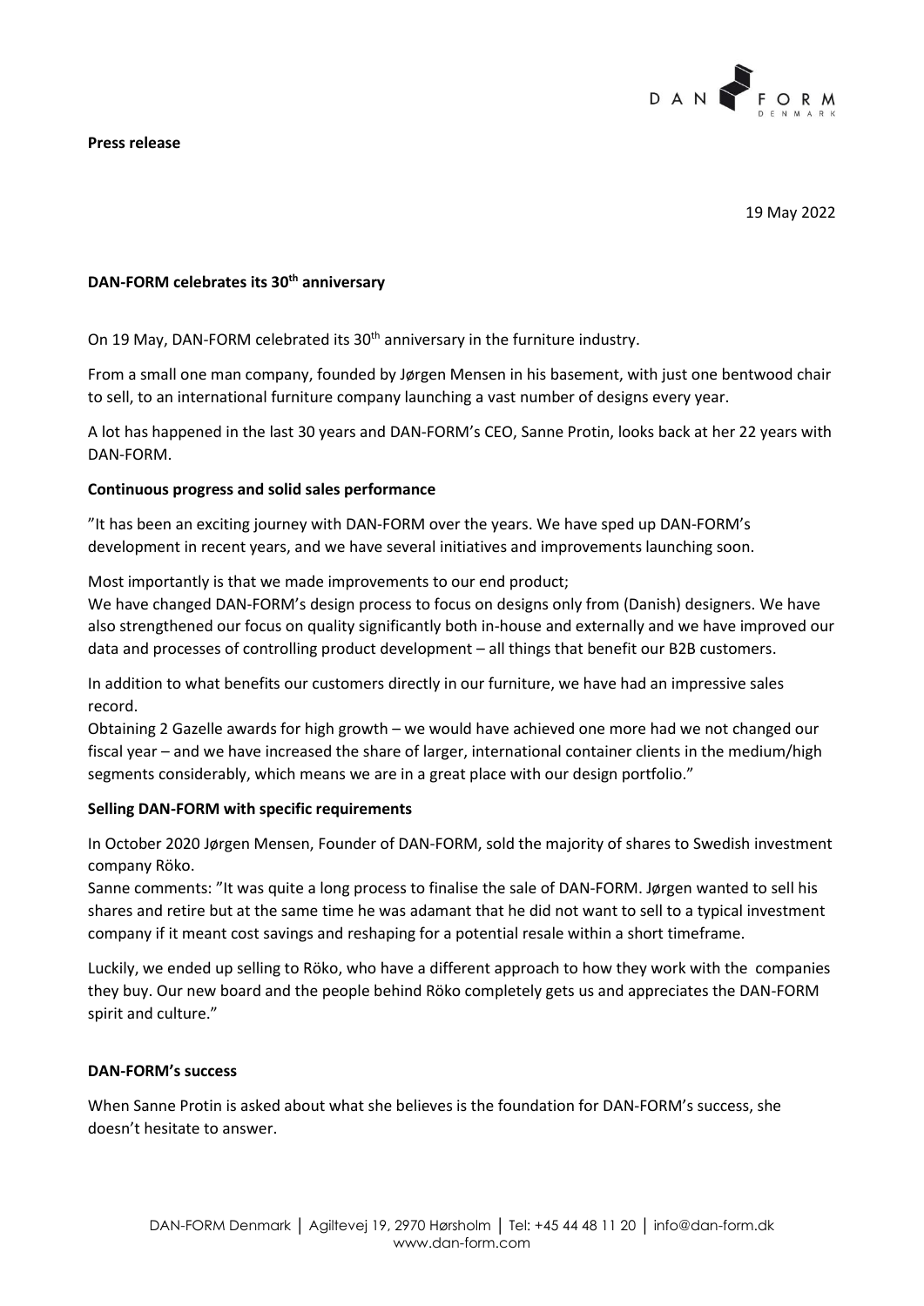**Press release**

19 May 2022

**DAN-FORM celebrates its 30th anniversary**

On 19 May, DAN-FORM celebrated its 30th anniversary in the furniture industry.

From a small one man company, founded by Jørgen Mensen in his basement, with just one bentwood chair to sell, to an international furniture company launching a vast number of designs every year.

A lot has happened in the last 30 years and DAN-FORM's CEO, Sanne Protin, looks back at her 22 years with DAN-FORM.

**Continuous progress and solid sales performance**

"It has been an exciting journey with DAN-FORM over the years. We have sped up DAN-FORM's development in recent years, and we have several initiatives and improvements launching soon.

Most importantly is that we made improvements to our end product;
We have changed DAN-FORM's design process to focus on designs only from (Danish) designers. We have also strengthened our focus on quality significantly both in-house and externally and we have improved our data and processes of controlling product development – all things that benefit our B2B customers.

In addition to what benefits our customers directly in our furniture, we have had an impressive sales record.
Obtaining 2 Gazelle awards for high growth – we would have achieved one more had we not changed our fiscal year – and we have increased the share of larger, international container clients in the medium/high segments considerably, which means we are in a great place with our design portfolio."

**Selling DAN-FORM with specific requirements**

In October 2020 Jørgen Mensen, Founder of DAN-FORM, sold the majority of shares to Swedish investment company Röko.
Sanne comments: "It was quite a long process to finalise the sale of DAN-FORM. Jørgen wanted to sell his shares and retire but at the same time he was adamant that he did not want to sell to a typical investment company if it meant cost savings and reshaping for a potential resale within a short timeframe.

Luckily, we ended up selling to Röko, who have a different approach to how they work with the companies they buy. Our new board and the people behind Röko completely gets us and appreciates the DAN-FORM spirit and culture."

**DAN-FORM's success**

When Sanne Protin is asked about what she believes is the foundation for DAN-FORM's success, she doesn't hesitate to answer.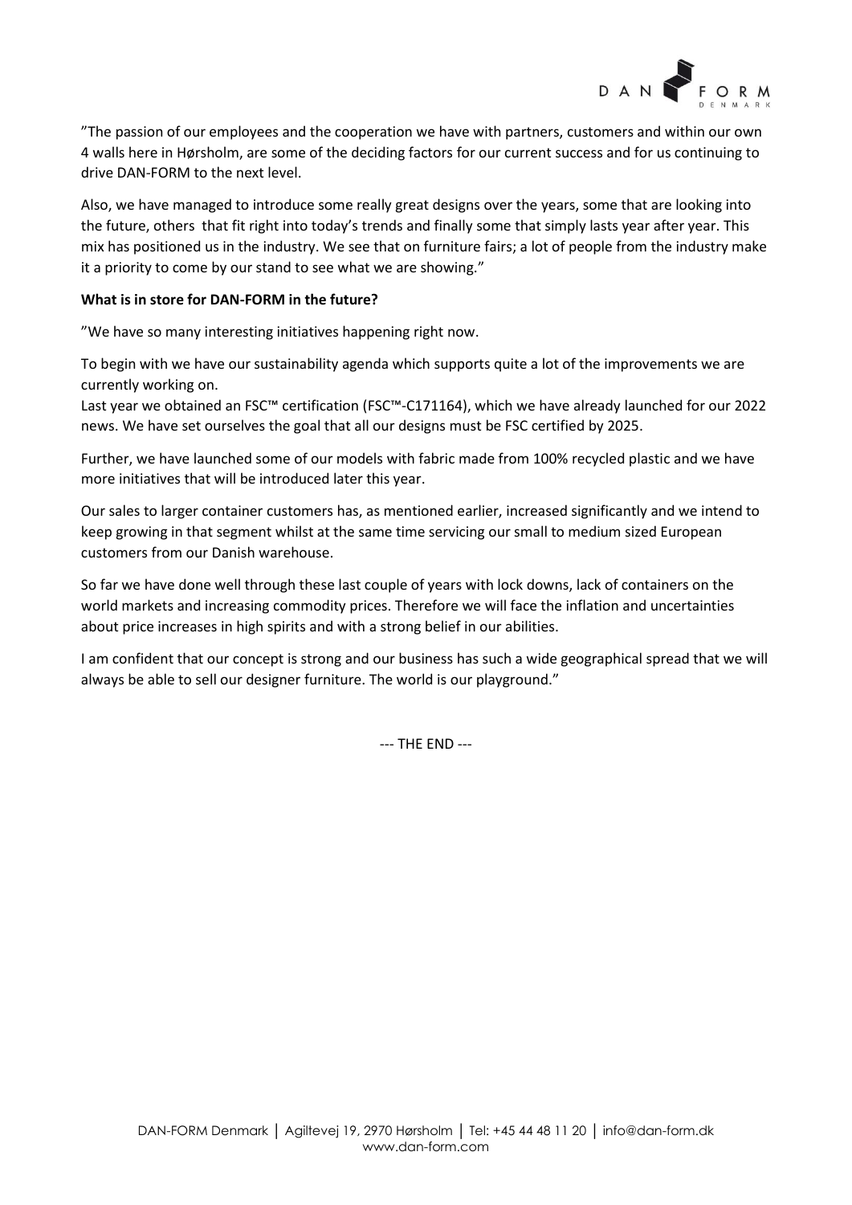”The passion of our employees and the cooperation we have with partners, customers and within our own 4 walls here in Hørsholm, are some of the deciding factors for our current success and for us continuing to drive DAN-FORM to the next level.

Also, we have managed to introduce some really great designs over the years, some that are looking into the future, others  that fit right into today’s trends and finally some that simply lasts year after year. This mix has positioned us in the industry. We see that on furniture fairs; a lot of people from the industry make it a priority to come by our stand to see what we are showing.”

**What is in store for DAN-FORM in the future?**

”We have so many interesting initiatives happening right now.

To begin with we have our sustainability agenda which supports quite a lot of the improvements we are currently working on.
Last year we obtained an FSC™ certification (FSC™-C171164), which we have already launched for our 2022 news. We have set ourselves the goal that all our designs must be FSC certified by 2025.

Further, we have launched some of our models with fabric made from 100% recycled plastic and we have more initiatives that will be introduced later this year.

Our sales to larger container customers has, as mentioned earlier, increased significantly and we intend to keep growing in that segment whilst at the same time servicing our small to medium sized European customers from our Danish warehouse.

So far we have done well through these last couple of years with lock downs, lack of containers on the world markets and increasing commodity prices. Therefore we will face the inflation and uncertainties about price increases in high spirits and with a strong belief in our abilities.

I am confident that our concept is strong and our business has such a wide geographical spread that we will always be able to sell our designer furniture. The world is our playground.”

--- THE END ---